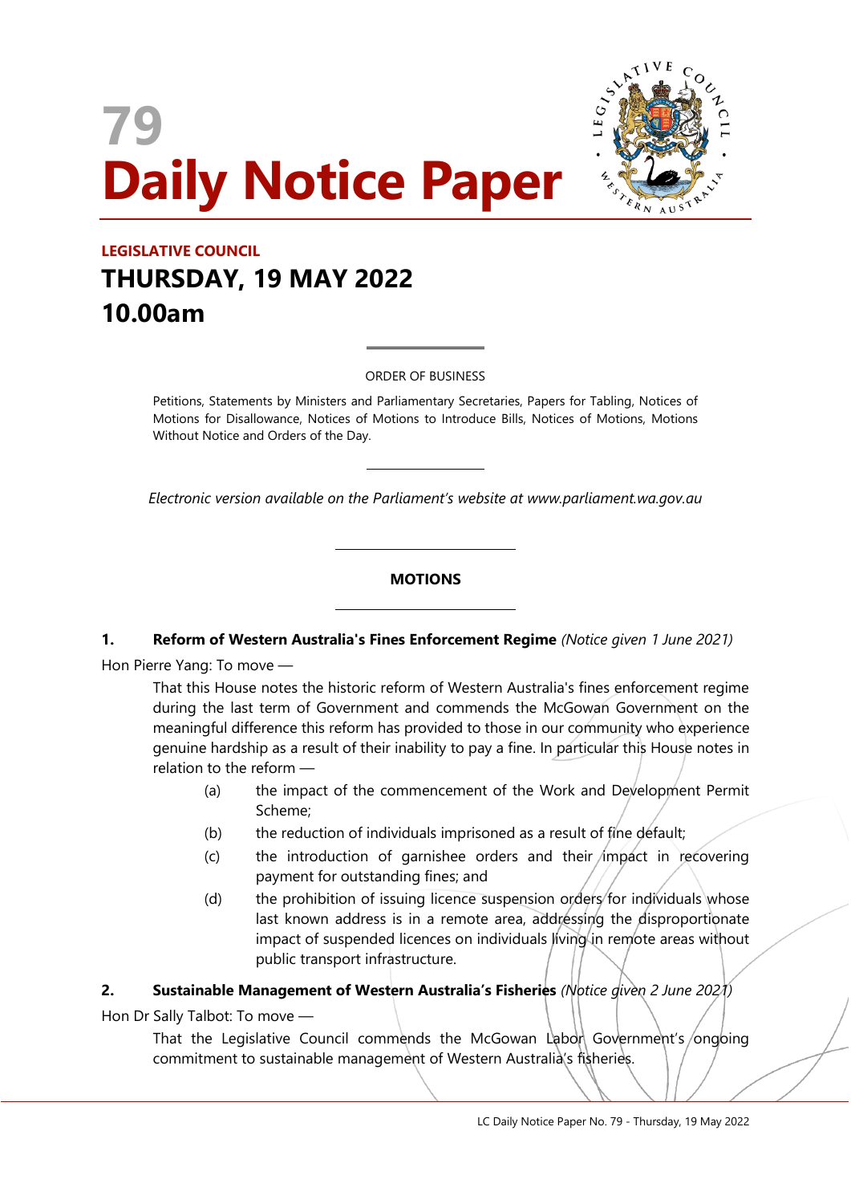# 79
# Daily Notice Paper

**LEGISLATIVE COUNCIL**

## THURSDAY, 19 MAY 2022
## 10.00am

ORDER OF BUSINESS

Petitions, Statements by Ministers and Parliamentary Secretaries, Papers for Tabling, Notices of Motions for Disallowance, Notices of Motions to Introduce Bills, Notices of Motions, Motions Without Notice and Orders of the Day.

*Electronic version available on the Parliament's website at www.parliament.wa.gov.au*

## MOTIONS

**1. Reform of Western Australia's Fines Enforcement Regime** *(Notice given 1 June 2021)*

Hon Pierre Yang: To move —

That this House notes the historic reform of Western Australia's fines enforcement regime during the last term of Government and commends the McGowan Government on the meaningful difference this reform has provided to those in our community who experience genuine hardship as a result of their inability to pay a fine. In particular this House notes in relation to the reform —

(a) the impact of the commencement of the Work and Development Permit Scheme;

(b) the reduction of individuals imprisoned as a result of fine default;

(c) the introduction of garnishee orders and their impact in recovering payment for outstanding fines; and

(d) the prohibition of issuing licence suspension orders for individuals whose last known address is in a remote area, addressing the disproportionate impact of suspended licences on individuals living in remote areas without public transport infrastructure.

**2. Sustainable Management of Western Australia's Fisheries** *(Notice given 2 June 2021)*

Hon Dr Sally Talbot: To move —

That the Legislative Council commends the McGowan Labor Government's ongoing commitment to sustainable management of Western Australia's fisheries.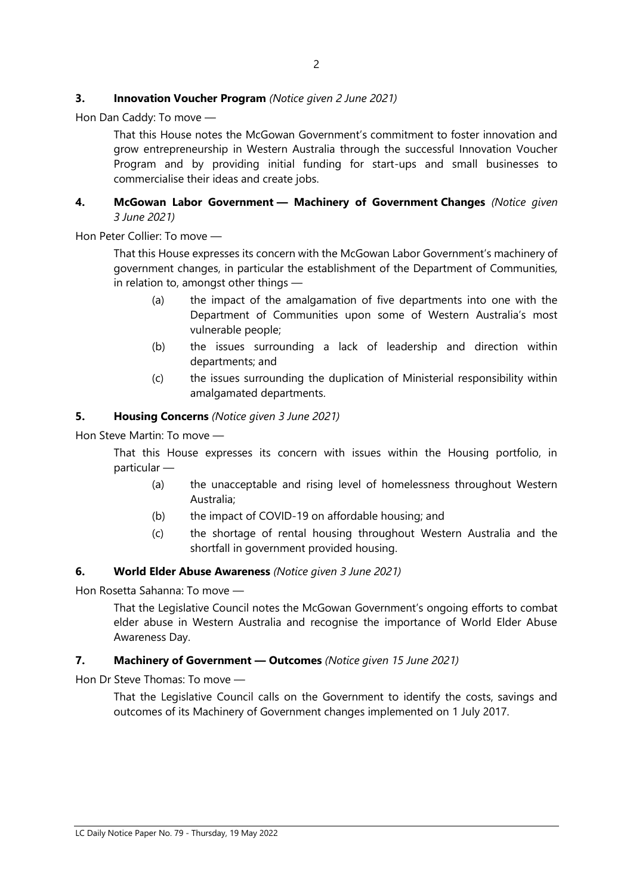**3. Innovation Voucher Program** *(Notice given 2 June 2021)*

Hon Dan Caddy: To move —

> That this House notes the McGowan Government's commitment to foster innovation and grow entrepreneurship in Western Australia through the successful Innovation Voucher Program and by providing initial funding for start-ups and small businesses to commercialise their ideas and create jobs.

**4. McGowan Labor Government — Machinery of Government Changes** *(Notice given 3 June 2021)*

Hon Peter Collier: To move —

> That this House expresses its concern with the McGowan Labor Government's machinery of government changes, in particular the establishment of the Department of Communities, in relation to, amongst other things —
>
> (a) the impact of the amalgamation of five departments into one with the Department of Communities upon some of Western Australia's most vulnerable people;
>
> (b) the issues surrounding a lack of leadership and direction within departments; and
>
> (c) the issues surrounding the duplication of Ministerial responsibility within amalgamated departments.

**5. Housing Concerns** *(Notice given 3 June 2021)*

Hon Steve Martin: To move —

> That this House expresses its concern with issues within the Housing portfolio, in particular —
>
> (a) the unacceptable and rising level of homelessness throughout Western Australia;
>
> (b) the impact of COVID-19 on affordable housing; and
>
> (c) the shortage of rental housing throughout Western Australia and the shortfall in government provided housing.

**6. World Elder Abuse Awareness** *(Notice given 3 June 2021)*

Hon Rosetta Sahanna: To move —

> That the Legislative Council notes the McGowan Government's ongoing efforts to combat elder abuse in Western Australia and recognise the importance of World Elder Abuse Awareness Day.

**7. Machinery of Government — Outcomes** *(Notice given 15 June 2021)*

Hon Dr Steve Thomas: To move —

> That the Legislative Council calls on the Government to identify the costs, savings and outcomes of its Machinery of Government changes implemented on 1 July 2017.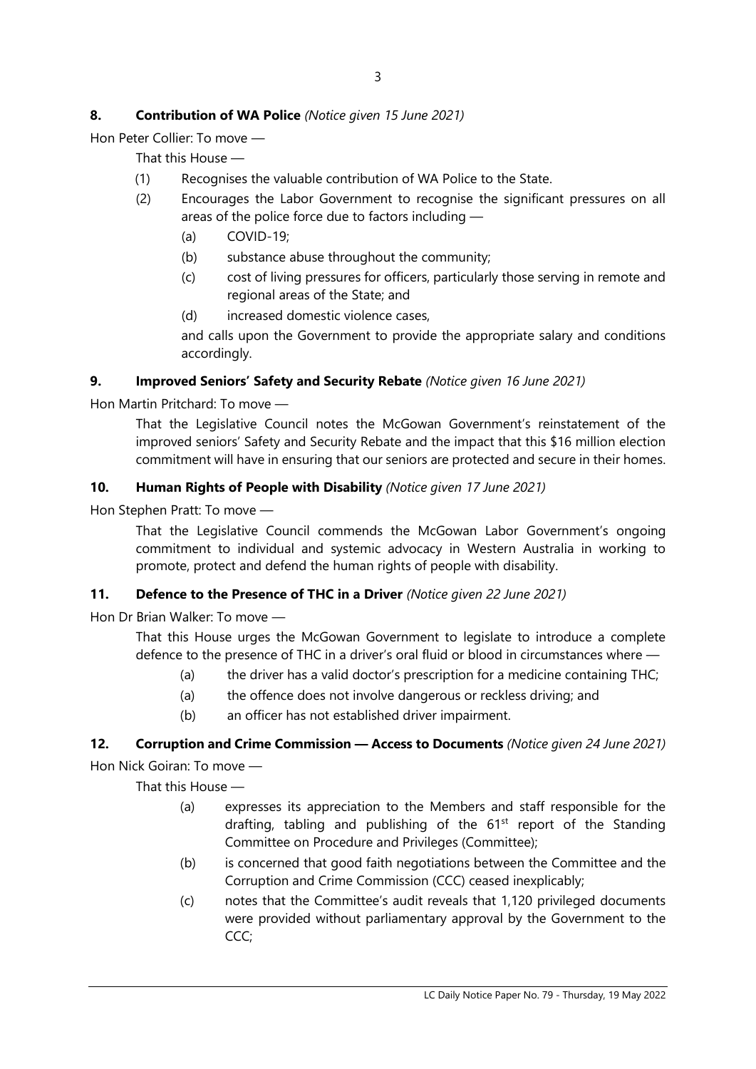### 8. Contribution of WA Police *(Notice given 15 June 2021)*

Hon Peter Collier: To move —

That this House —

(1) Recognises the valuable contribution of WA Police to the State.

(2) Encourages the Labor Government to recognise the significant pressures on all areas of the police force due to factors including —

(a) COVID-19;

(b) substance abuse throughout the community;

(c) cost of living pressures for officers, particularly those serving in remote and regional areas of the State; and

(d) increased domestic violence cases,

and calls upon the Government to provide the appropriate salary and conditions accordingly.

### 9. Improved Seniors' Safety and Security Rebate *(Notice given 16 June 2021)*

Hon Martin Pritchard: To move —

That the Legislative Council notes the McGowan Government's reinstatement of the improved seniors' Safety and Security Rebate and the impact that this $16 million election commitment will have in ensuring that our seniors are protected and secure in their homes.

### 10. Human Rights of People with Disability *(Notice given 17 June 2021)*

Hon Stephen Pratt: To move —

That the Legislative Council commends the McGowan Labor Government's ongoing commitment to individual and systemic advocacy in Western Australia in working to promote, protect and defend the human rights of people with disability.

### 11. Defence to the Presence of THC in a Driver *(Notice given 22 June 2021)*

Hon Dr Brian Walker: To move —

That this House urges the McGowan Government to legislate to introduce a complete defence to the presence of THC in a driver's oral fluid or blood in circumstances where —

(a) the driver has a valid doctor's prescription for a medicine containing THC;

(a) the offence does not involve dangerous or reckless driving; and

(b) an officer has not established driver impairment.

### 12. Corruption and Crime Commission — Access to Documents *(Notice given 24 June 2021)*

Hon Nick Goiran: To move —

That this House —

(a) expresses its appreciation to the Members and staff responsible for the drafting, tabling and publishing of the 61st report of the Standing Committee on Procedure and Privileges (Committee);

(b) is concerned that good faith negotiations between the Committee and the Corruption and Crime Commission (CCC) ceased inexplicably;

(c) notes that the Committee's audit reveals that 1,120 privileged documents were provided without parliamentary approval by the Government to the CCC;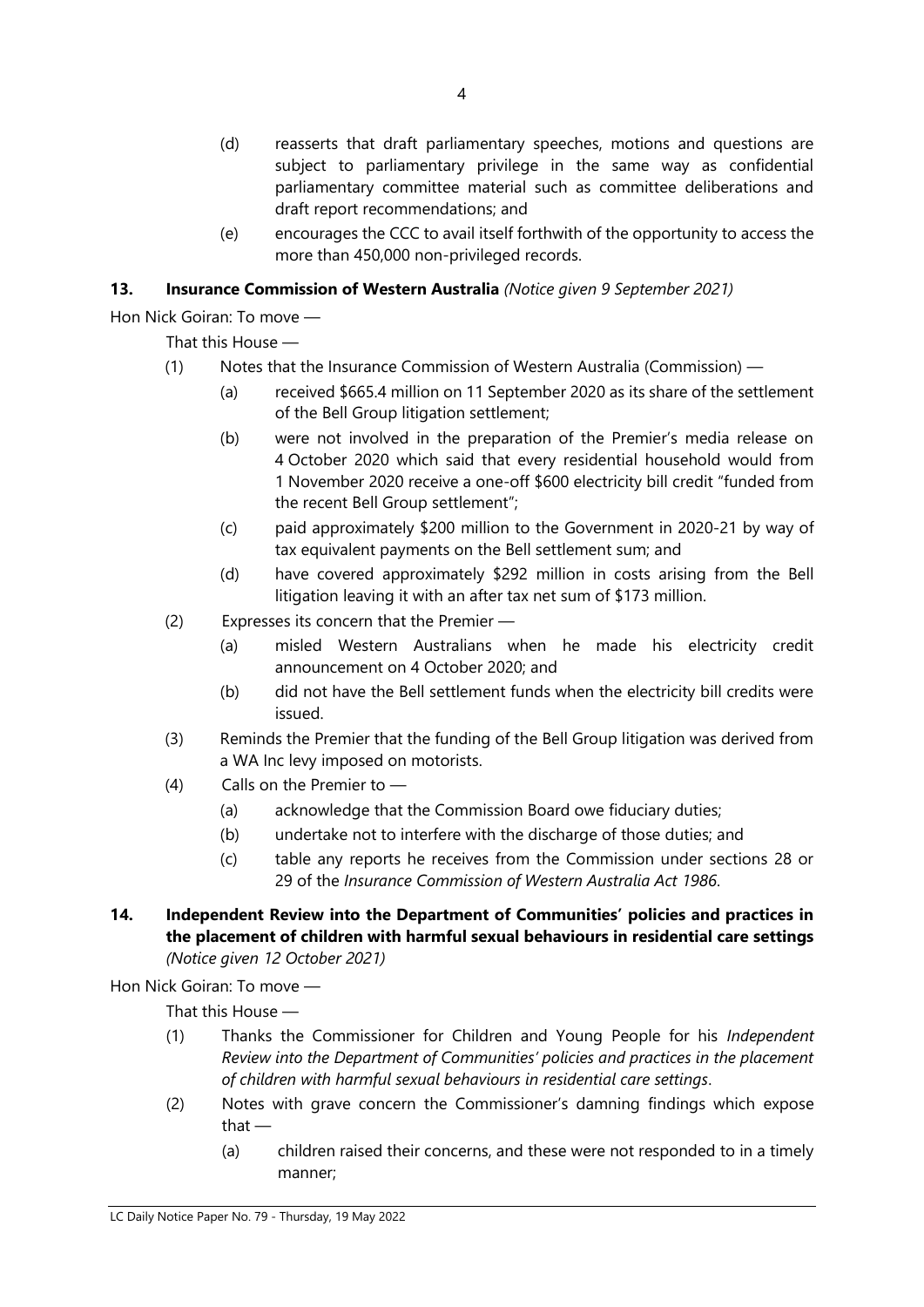(d) reasserts that draft parliamentary speeches, motions and questions are subject to parliamentary privilege in the same way as confidential parliamentary committee material such as committee deliberations and draft report recommendations; and

(e) encourages the CCC to avail itself forthwith of the opportunity to access the more than 450,000 non-privileged records.

**13. Insurance Commission of Western Australia** *(Notice given 9 September 2021)*

Hon Nick Goiran: To move —

That this House —

(1) Notes that the Insurance Commission of Western Australia (Commission) —

(a) received $665.4 million on 11 September 2020 as its share of the settlement of the Bell Group litigation settlement;

(b) were not involved in the preparation of the Premier's media release on 4 October 2020 which said that every residential household would from 1 November 2020 receive a one-off $600 electricity bill credit "funded from the recent Bell Group settlement";

(c) paid approximately $200 million to the Government in 2020-21 by way of tax equivalent payments on the Bell settlement sum; and

(d) have covered approximately $292 million in costs arising from the Bell litigation leaving it with an after tax net sum of $173 million.

(2) Expresses its concern that the Premier —

(a) misled Western Australians when he made his electricity credit announcement on 4 October 2020; and

(b) did not have the Bell settlement funds when the electricity bill credits were issued.

(3) Reminds the Premier that the funding of the Bell Group litigation was derived from a WA Inc levy imposed on motorists.

(4) Calls on the Premier to —

(a) acknowledge that the Commission Board owe fiduciary duties;

(b) undertake not to interfere with the discharge of those duties; and

(c) table any reports he receives from the Commission under sections 28 or 29 of the *Insurance Commission of Western Australia Act 1986*.

**14. Independent Review into the Department of Communities' policies and practices in the placement of children with harmful sexual behaviours in residential care settings** *(Notice given 12 October 2021)*

Hon Nick Goiran: To move —

That this House —

(1) Thanks the Commissioner for Children and Young People for his *Independent Review into the Department of Communities' policies and practices in the placement of children with harmful sexual behaviours in residential care settings*.

(2) Notes with grave concern the Commissioner's damning findings which expose that —

(a) children raised their concerns, and these were not responded to in a timely manner;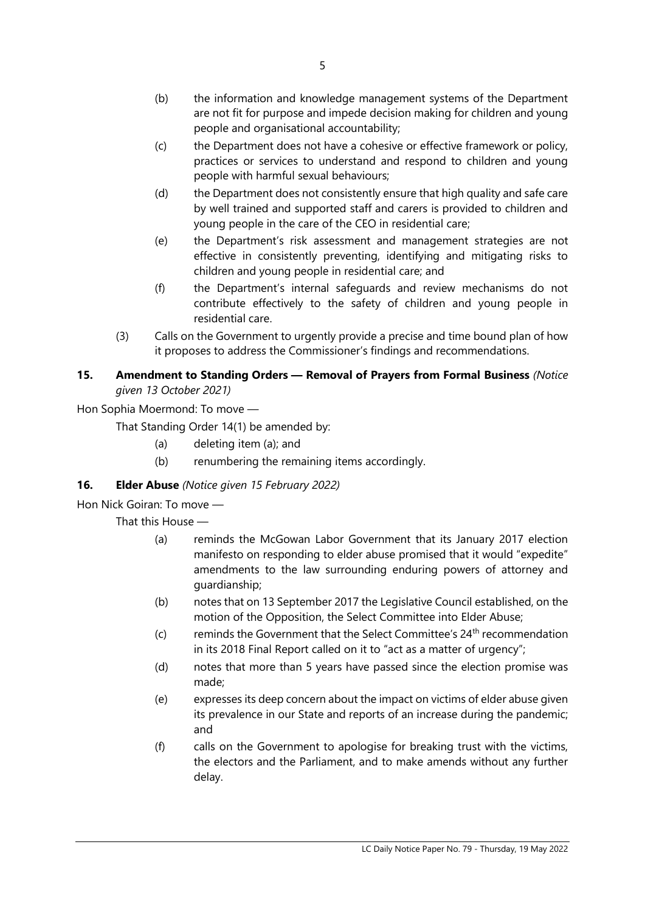(b) the information and knowledge management systems of the Department are not fit for purpose and impede decision making for children and young people and organisational accountability;

(c) the Department does not have a cohesive or effective framework or policy, practices or services to understand and respond to children and young people with harmful sexual behaviours;

(d) the Department does not consistently ensure that high quality and safe care by well trained and supported staff and carers is provided to children and young people in the care of the CEO in residential care;

(e) the Department's risk assessment and management strategies are not effective in consistently preventing, identifying and mitigating risks to children and young people in residential care; and

(f) the Department's internal safeguards and review mechanisms do not contribute effectively to the safety of children and young people in residential care.

(3) Calls on the Government to urgently provide a precise and time bound plan of how it proposes to address the Commissioner's findings and recommendations.

**15. Amendment to Standing Orders — Removal of Prayers from Formal Business** *(Notice given 13 October 2021)*

Hon Sophia Moermond: To move —

That Standing Order 14(1) be amended by:

(a) deleting item (a); and

(b) renumbering the remaining items accordingly.

**16. Elder Abuse** *(Notice given 15 February 2022)*

Hon Nick Goiran: To move —

That this House —

(a) reminds the McGowan Labor Government that its January 2017 election manifesto on responding to elder abuse promised that it would "expedite" amendments to the law surrounding enduring powers of attorney and guardianship;

(b) notes that on 13 September 2017 the Legislative Council established, on the motion of the Opposition, the Select Committee into Elder Abuse;

(c) reminds the Government that the Select Committee's 24th recommendation in its 2018 Final Report called on it to "act as a matter of urgency";

(d) notes that more than 5 years have passed since the election promise was made;

(e) expresses its deep concern about the impact on victims of elder abuse given its prevalence in our State and reports of an increase during the pandemic; and

(f) calls on the Government to apologise for breaking trust with the victims, the electors and the Parliament, and to make amends without any further delay.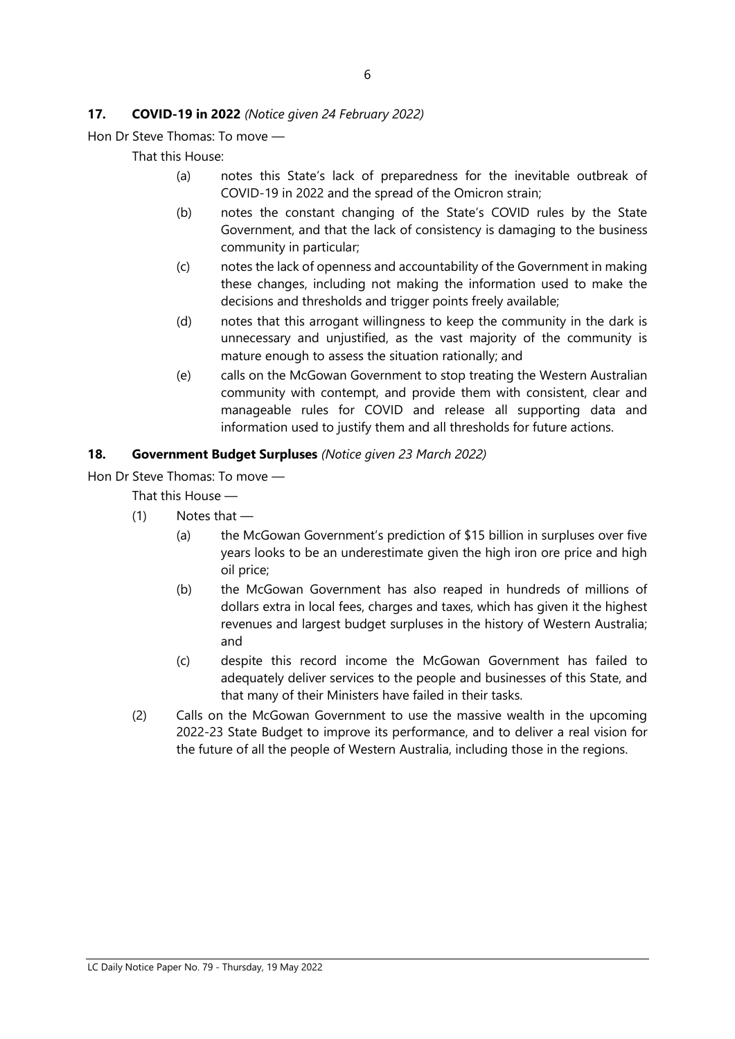### 17. COVID-19 in 2022 *(Notice given 24 February 2022)*

Hon Dr Steve Thomas: To move —

That this House:

(a) notes this State's lack of preparedness for the inevitable outbreak of COVID-19 in 2022 and the spread of the Omicron strain;

(b) notes the constant changing of the State's COVID rules by the State Government, and that the lack of consistency is damaging to the business community in particular;

(c) notes the lack of openness and accountability of the Government in making these changes, including not making the information used to make the decisions and thresholds and trigger points freely available;

(d) notes that this arrogant willingness to keep the community in the dark is unnecessary and unjustified, as the vast majority of the community is mature enough to assess the situation rationally; and

(e) calls on the McGowan Government to stop treating the Western Australian community with contempt, and provide them with consistent, clear and manageable rules for COVID and release all supporting data and information used to justify them and all thresholds for future actions.

### 18. Government Budget Surpluses *(Notice given 23 March 2022)*

Hon Dr Steve Thomas: To move —

That this House —

(1) Notes that —

(a) the McGowan Government's prediction of $15 billion in surpluses over five years looks to be an underestimate given the high iron ore price and high oil price;

(b) the McGowan Government has also reaped in hundreds of millions of dollars extra in local fees, charges and taxes, which has given it the highest revenues and largest budget surpluses in the history of Western Australia; and

(c) despite this record income the McGowan Government has failed to adequately deliver services to the people and businesses of this State, and that many of their Ministers have failed in their tasks.

(2) Calls on the McGowan Government to use the massive wealth in the upcoming 2022-23 State Budget to improve its performance, and to deliver a real vision for the future of all the people of Western Australia, including those in the regions.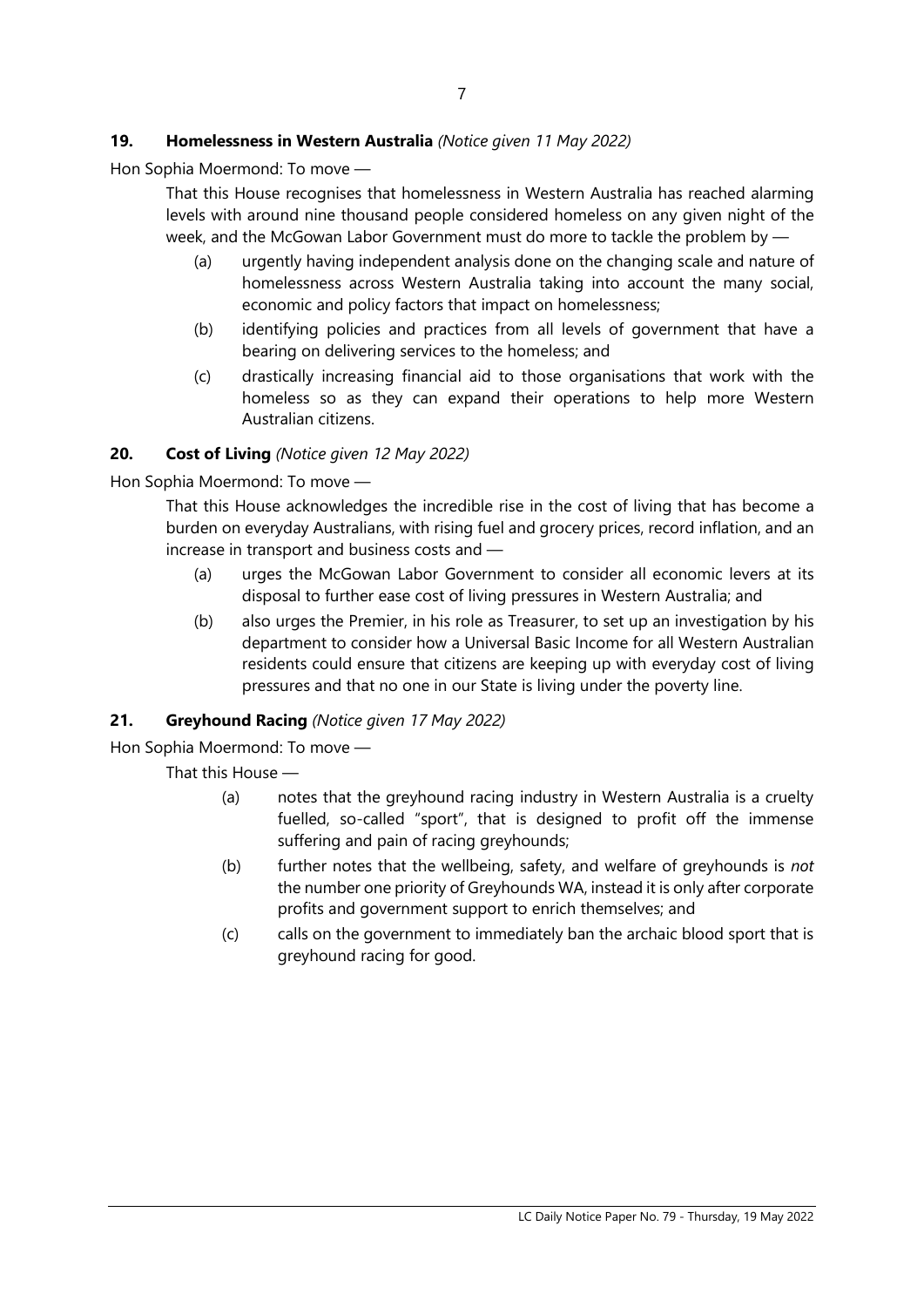**19. Homelessness in Western Australia** *(Notice given 11 May 2022)*

Hon Sophia Moermond: To move —

That this House recognises that homelessness in Western Australia has reached alarming levels with around nine thousand people considered homeless on any given night of the week, and the McGowan Labor Government must do more to tackle the problem by —

(a) urgently having independent analysis done on the changing scale and nature of homelessness across Western Australia taking into account the many social, economic and policy factors that impact on homelessness;

(b) identifying policies and practices from all levels of government that have a bearing on delivering services to the homeless; and

(c) drastically increasing financial aid to those organisations that work with the homeless so as they can expand their operations to help more Western Australian citizens.

**20. Cost of Living** *(Notice given 12 May 2022)*

Hon Sophia Moermond: To move —

That this House acknowledges the incredible rise in the cost of living that has become a burden on everyday Australians, with rising fuel and grocery prices, record inflation, and an increase in transport and business costs and —

(a) urges the McGowan Labor Government to consider all economic levers at its disposal to further ease cost of living pressures in Western Australia; and

(b) also urges the Premier, in his role as Treasurer, to set up an investigation by his department to consider how a Universal Basic Income for all Western Australian residents could ensure that citizens are keeping up with everyday cost of living pressures and that no one in our State is living under the poverty line.

**21. Greyhound Racing** *(Notice given 17 May 2022)*

Hon Sophia Moermond: To move —

That this House —

(a) notes that the greyhound racing industry in Western Australia is a cruelty fuelled, so-called "sport", that is designed to profit off the immense suffering and pain of racing greyhounds;

(b) further notes that the wellbeing, safety, and welfare of greyhounds is *not* the number one priority of Greyhounds WA, instead it is only after corporate profits and government support to enrich themselves; and

(c) calls on the government to immediately ban the archaic blood sport that is greyhound racing for good.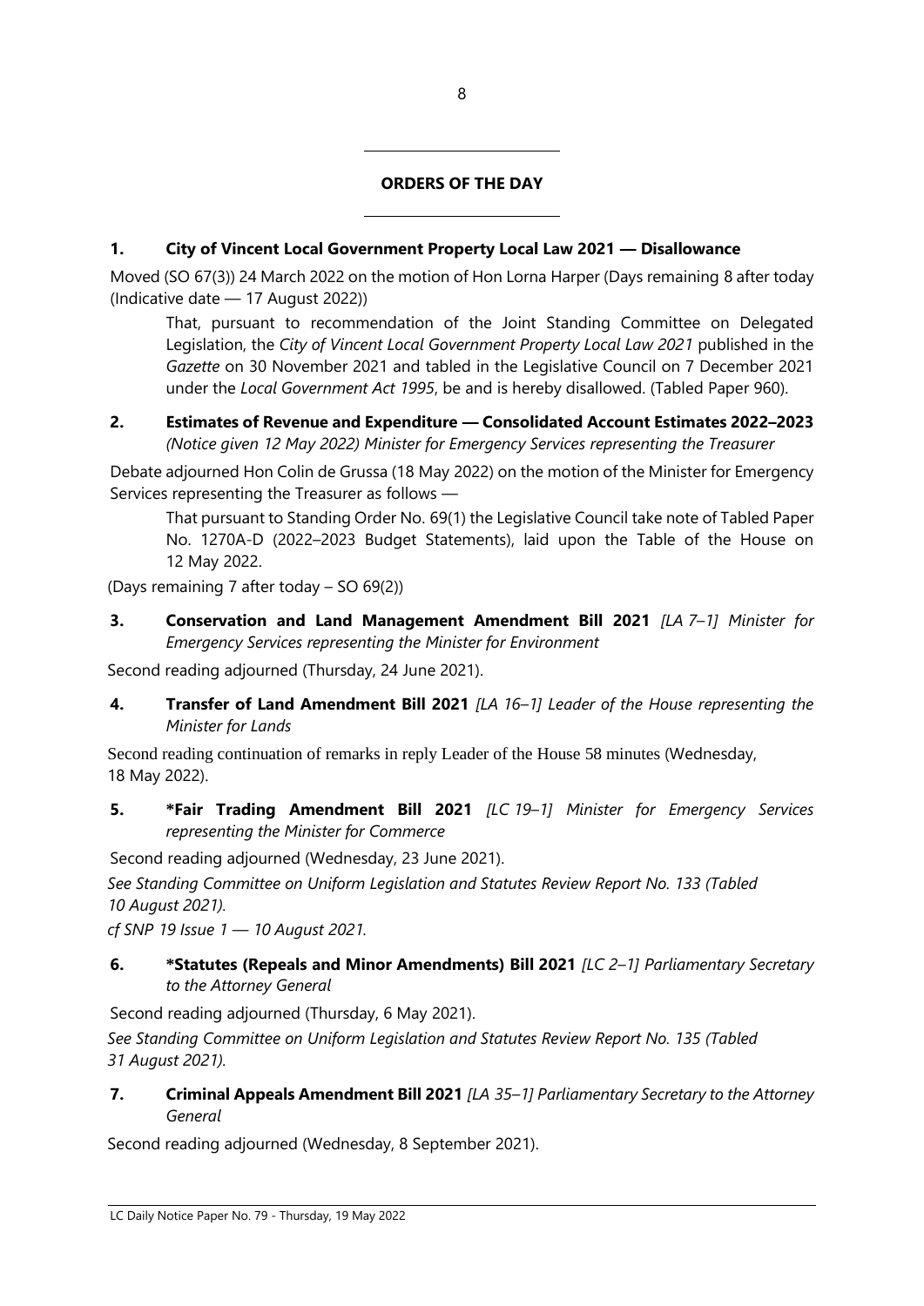## ORDERS OF THE DAY

**1. City of Vincent Local Government Property Local Law 2021 — Disallowance**

Moved (SO 67(3)) 24 March 2022 on the motion of Hon Lorna Harper (Days remaining 8 after today (Indicative date — 17 August 2022))

> That, pursuant to recommendation of the Joint Standing Committee on Delegated Legislation, the *City of Vincent Local Government Property Local Law 2021* published in the *Gazette* on 30 November 2021 and tabled in the Legislative Council on 7 December 2021 under the *Local Government Act 1995*, be and is hereby disallowed. (Tabled Paper 960).

**2. Estimates of Revenue and Expenditure — Consolidated Account Estimates 2022–2023** *(Notice given 12 May 2022) Minister for Emergency Services representing the Treasurer*

Debate adjourned Hon Colin de Grussa (18 May 2022) on the motion of the Minister for Emergency Services representing the Treasurer as follows —

> That pursuant to Standing Order No. 69(1) the Legislative Council take note of Tabled Paper No. 1270A-D (2022–2023 Budget Statements), laid upon the Table of the House on 12 May 2022.

(Days remaining 7 after today – SO 69(2))

**3. Conservation and Land Management Amendment Bill 2021** *[LA 7–1] Minister for Emergency Services representing the Minister for Environment*

Second reading adjourned (Thursday, 24 June 2021).

**4. Transfer of Land Amendment Bill 2021** *[LA 16–1] Leader of the House representing the Minister for Lands*

Second reading continuation of remarks in reply Leader of the House 58 minutes (Wednesday, 18 May 2022).

**5. *Fair Trading Amendment Bill 2021** *[LC 19–1] Minister for Emergency Services representing the Minister for Commerce*

Second reading adjourned (Wednesday, 23 June 2021).

*See Standing Committee on Uniform Legislation and Statutes Review Report No. 133 (Tabled 10 August 2021).*

*cf SNP 19 Issue 1 — 10 August 2021.*

**6. *Statutes (Repeals and Minor Amendments) Bill 2021** *[LC 2–1] Parliamentary Secretary to the Attorney General*

Second reading adjourned (Thursday, 6 May 2021).

*See Standing Committee on Uniform Legislation and Statutes Review Report No. 135 (Tabled 31 August 2021).*

**7. Criminal Appeals Amendment Bill 2021** *[LA 35–1] Parliamentary Secretary to the Attorney General*

Second reading adjourned (Wednesday, 8 September 2021).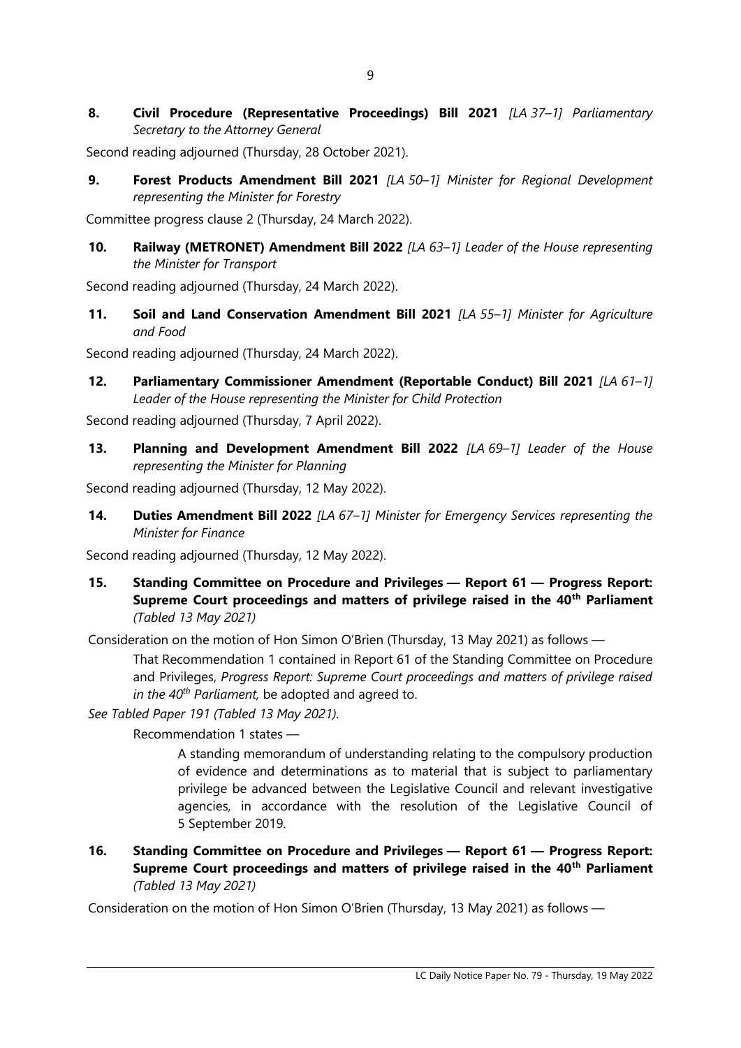**8. Civil Procedure (Representative Proceedings) Bill 2021** *[LA 37–1] Parliamentary Secretary to the Attorney General*

Second reading adjourned (Thursday, 28 October 2021).

**9. Forest Products Amendment Bill 2021** *[LA 50–1] Minister for Regional Development representing the Minister for Forestry*

Committee progress clause 2 (Thursday, 24 March 2022).

**10. Railway (METRONET) Amendment Bill 2022** *[LA 63–1] Leader of the House representing the Minister for Transport*

Second reading adjourned (Thursday, 24 March 2022).

**11. Soil and Land Conservation Amendment Bill 2021** *[LA 55–1] Minister for Agriculture and Food*

Second reading adjourned (Thursday, 24 March 2022).

**12. Parliamentary Commissioner Amendment (Reportable Conduct) Bill 2021** *[LA 61–1] Leader of the House representing the Minister for Child Protection*

Second reading adjourned (Thursday, 7 April 2022).

**13. Planning and Development Amendment Bill 2022** *[LA 69–1] Leader of the House representing the Minister for Planning*

Second reading adjourned (Thursday, 12 May 2022).

**14. Duties Amendment Bill 2022** *[LA 67–1] Minister for Emergency Services representing the Minister for Finance*

Second reading adjourned (Thursday, 12 May 2022).

**15. Standing Committee on Procedure and Privileges — Report 61 — Progress Report: Supreme Court proceedings and matters of privilege raised in the 40th Parliament** *(Tabled 13 May 2021)*

Consideration on the motion of Hon Simon O'Brien (Thursday, 13 May 2021) as follows —

> That Recommendation 1 contained in Report 61 of the Standing Committee on Procedure and Privileges, *Progress Report: Supreme Court proceedings and matters of privilege raised in the 40th Parliament,* be adopted and agreed to.

*See Tabled Paper 191 (Tabled 13 May 2021).*

> Recommendation 1 states —
>
> > A standing memorandum of understanding relating to the compulsory production of evidence and determinations as to material that is subject to parliamentary privilege be advanced between the Legislative Council and relevant investigative agencies, in accordance with the resolution of the Legislative Council of 5 September 2019.

**16. Standing Committee on Procedure and Privileges — Report 61 — Progress Report: Supreme Court proceedings and matters of privilege raised in the 40th Parliament** *(Tabled 13 May 2021)*

Consideration on the motion of Hon Simon O'Brien (Thursday, 13 May 2021) as follows —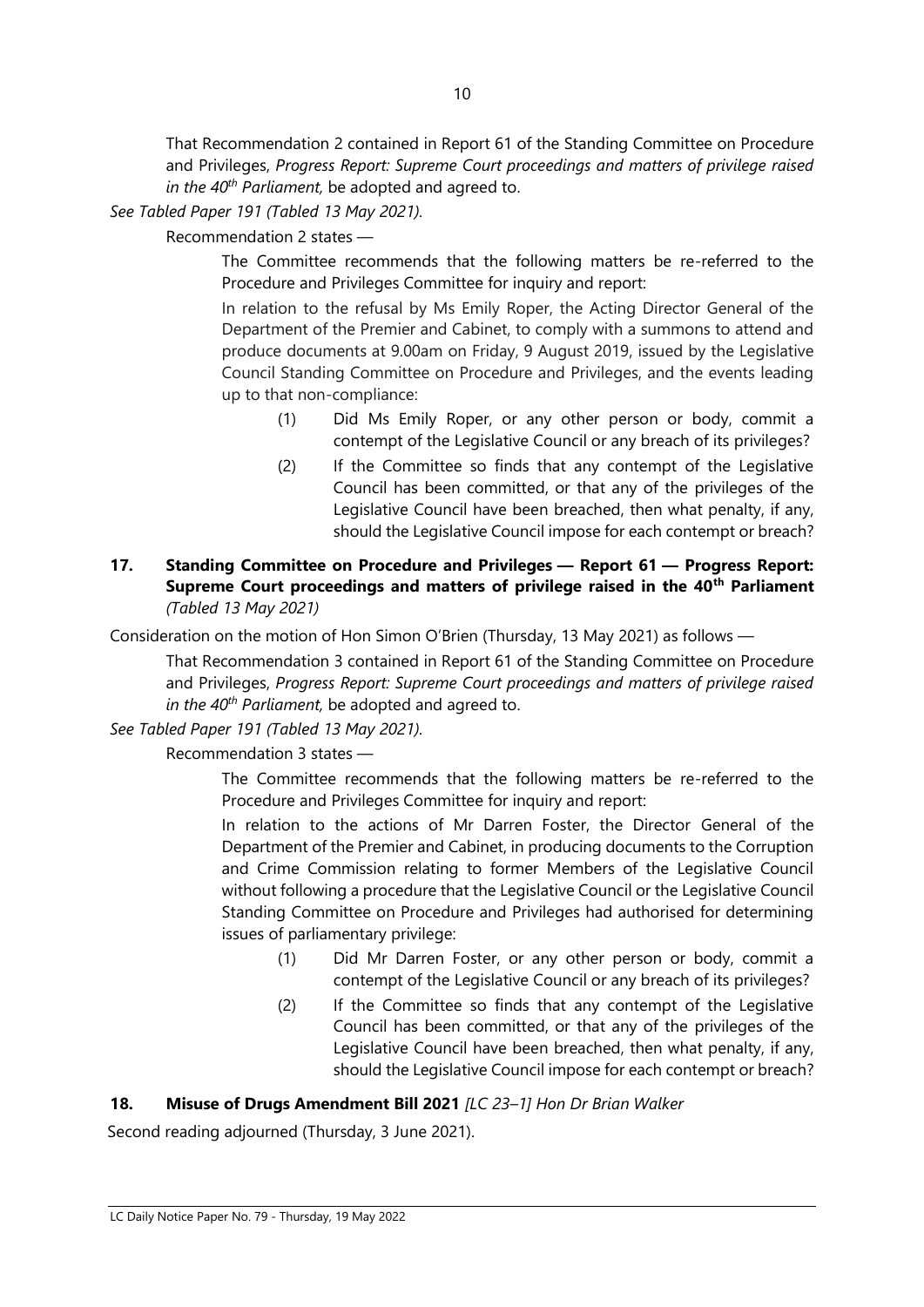That Recommendation 2 contained in Report 61 of the Standing Committee on Procedure and Privileges, *Progress Report: Supreme Court proceedings and matters of privilege raised in the 40th Parliament,* be adopted and agreed to.

*See Tabled Paper 191 (Tabled 13 May 2021).*

Recommendation 2 states —

> The Committee recommends that the following matters be re-referred to the Procedure and Privileges Committee for inquiry and report:
>
> In relation to the refusal by Ms Emily Roper, the Acting Director General of the Department of the Premier and Cabinet, to comply with a summons to attend and produce documents at 9.00am on Friday, 9 August 2019, issued by the Legislative Council Standing Committee on Procedure and Privileges, and the events leading up to that non-compliance:
>
> (1) Did Ms Emily Roper, or any other person or body, commit a contempt of the Legislative Council or any breach of its privileges?
>
> (2) If the Committee so finds that any contempt of the Legislative Council has been committed, or that any of the privileges of the Legislative Council have been breached, then what penalty, if any, should the Legislative Council impose for each contempt or breach?

**17. Standing Committee on Procedure and Privileges — Report 61 — Progress Report: Supreme Court proceedings and matters of privilege raised in the 40th Parliament** *(Tabled 13 May 2021)*

Consideration on the motion of Hon Simon O'Brien (Thursday, 13 May 2021) as follows —

That Recommendation 3 contained in Report 61 of the Standing Committee on Procedure and Privileges, *Progress Report: Supreme Court proceedings and matters of privilege raised in the 40th Parliament,* be adopted and agreed to.

*See Tabled Paper 191 (Tabled 13 May 2021).*

Recommendation 3 states —

> The Committee recommends that the following matters be re-referred to the Procedure and Privileges Committee for inquiry and report:
>
> In relation to the actions of Mr Darren Foster, the Director General of the Department of the Premier and Cabinet, in producing documents to the Corruption and Crime Commission relating to former Members of the Legislative Council without following a procedure that the Legislative Council or the Legislative Council Standing Committee on Procedure and Privileges had authorised for determining issues of parliamentary privilege:
>
> (1) Did Mr Darren Foster, or any other person or body, commit a contempt of the Legislative Council or any breach of its privileges?
>
> (2) If the Committee so finds that any contempt of the Legislative Council has been committed, or that any of the privileges of the Legislative Council have been breached, then what penalty, if any, should the Legislative Council impose for each contempt or breach?

**18. Misuse of Drugs Amendment Bill 2021** *[LC 23–1] Hon Dr Brian Walker*

Second reading adjourned (Thursday, 3 June 2021).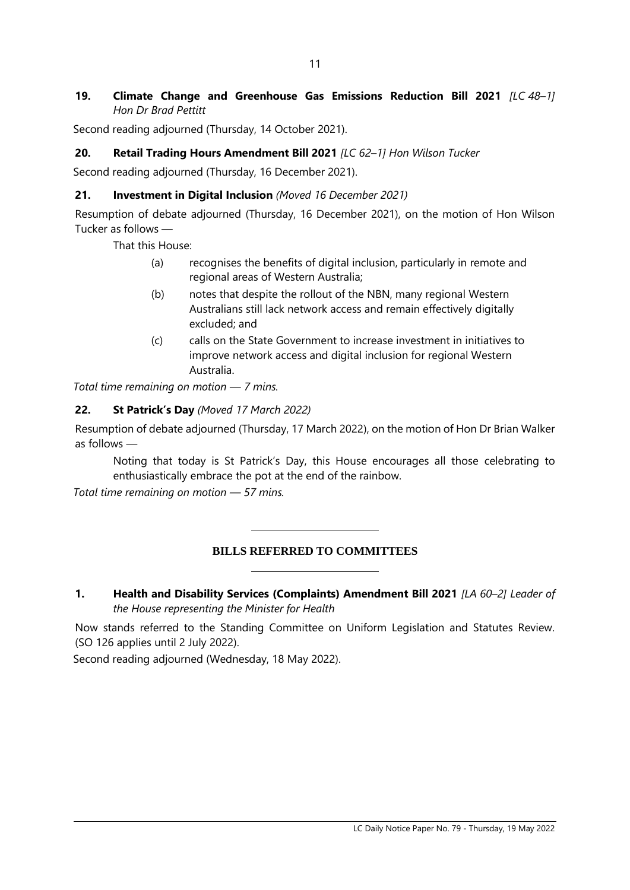**19. Climate Change and Greenhouse Gas Emissions Reduction Bill 2021** *[LC 48–1] Hon Dr Brad Pettitt*

Second reading adjourned (Thursday, 14 October 2021).

**20. Retail Trading Hours Amendment Bill 2021** *[LC 62–1] Hon Wilson Tucker*

Second reading adjourned (Thursday, 16 December 2021).

**21. Investment in Digital Inclusion** *(Moved 16 December 2021)*

Resumption of debate adjourned (Thursday, 16 December 2021), on the motion of Hon Wilson Tucker as follows —

That this House:

(a) recognises the benefits of digital inclusion, particularly in remote and regional areas of Western Australia;

(b) notes that despite the rollout of the NBN, many regional Western Australians still lack network access and remain effectively digitally excluded; and

(c) calls on the State Government to increase investment in initiatives to improve network access and digital inclusion for regional Western Australia.

*Total time remaining on motion — 7 mins.*

**22. St Patrick's Day** *(Moved 17 March 2022)*

Resumption of debate adjourned (Thursday, 17 March 2022), on the motion of Hon Dr Brian Walker as follows —

Noting that today is St Patrick's Day, this House encourages all those celebrating to enthusiastically embrace the pot at the end of the rainbow.

*Total time remaining on motion — 57 mins.*

## BILLS REFERRED TO COMMITTEES

**1. Health and Disability Services (Complaints) Amendment Bill 2021** *[LA 60–2] Leader of the House representing the Minister for Health*

Now stands referred to the Standing Committee on Uniform Legislation and Statutes Review. (SO 126 applies until 2 July 2022).

Second reading adjourned (Wednesday, 18 May 2022).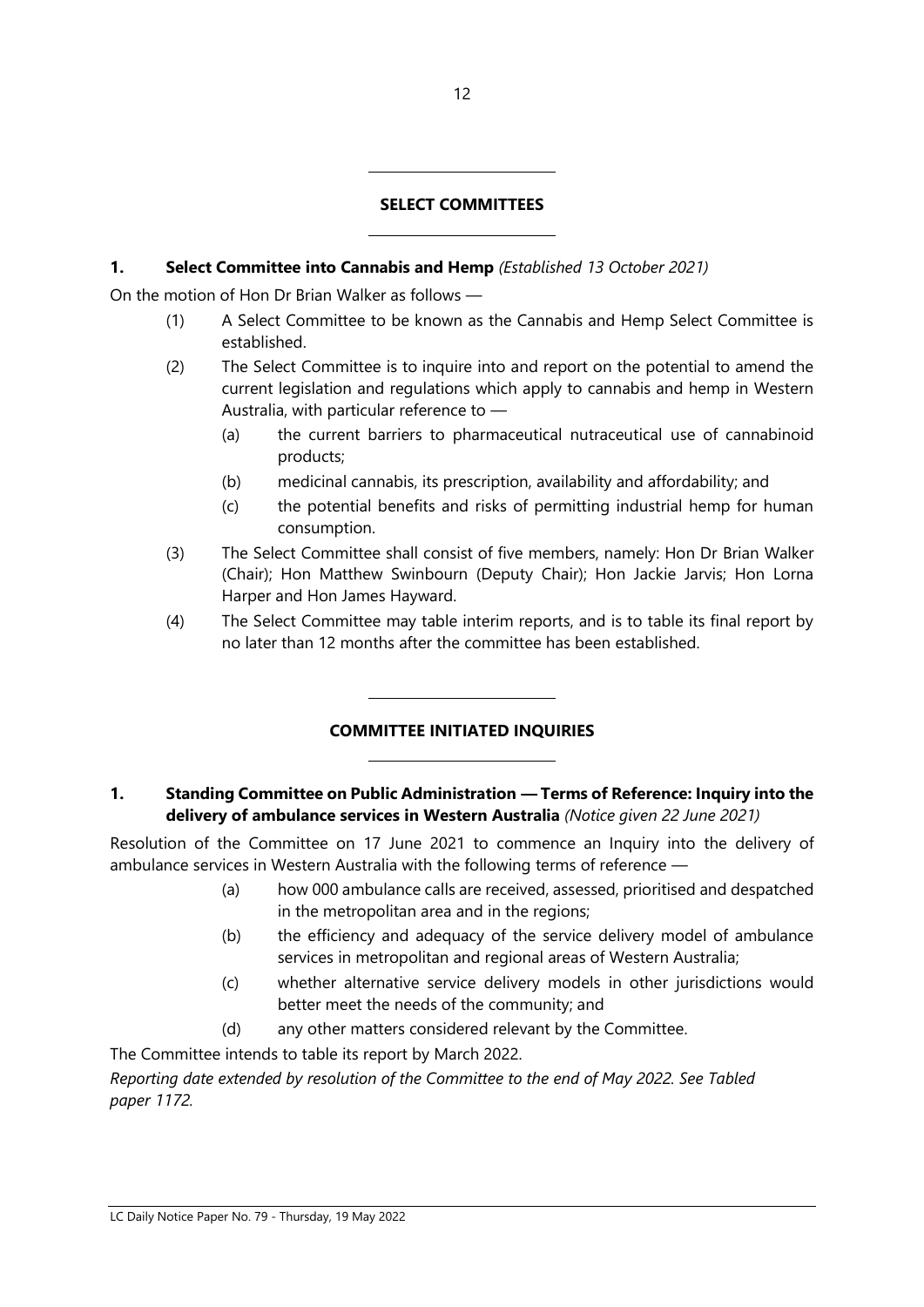## SELECT COMMITTEES

### 1. Select Committee into Cannabis and Hemp *(Established 13 October 2021)*

On the motion of Hon Dr Brian Walker as follows —

(1) A Select Committee to be known as the Cannabis and Hemp Select Committee is established.

(2) The Select Committee is to inquire into and report on the potential to amend the current legislation and regulations which apply to cannabis and hemp in Western Australia, with particular reference to —

  (a) the current barriers to pharmaceutical nutraceutical use of cannabinoid products;

  (b) medicinal cannabis, its prescription, availability and affordability; and

  (c) the potential benefits and risks of permitting industrial hemp for human consumption.

(3) The Select Committee shall consist of five members, namely: Hon Dr Brian Walker (Chair); Hon Matthew Swinbourn (Deputy Chair); Hon Jackie Jarvis; Hon Lorna Harper and Hon James Hayward.

(4) The Select Committee may table interim reports, and is to table its final report by no later than 12 months after the committee has been established.

## COMMITTEE INITIATED INQUIRIES

### 1. Standing Committee on Public Administration — Terms of Reference: Inquiry into the delivery of ambulance services in Western Australia *(Notice given 22 June 2021)*

Resolution of the Committee on 17 June 2021 to commence an Inquiry into the delivery of ambulance services in Western Australia with the following terms of reference —

  (a) how 000 ambulance calls are received, assessed, prioritised and despatched in the metropolitan area and in the regions;

  (b) the efficiency and adequacy of the service delivery model of ambulance services in metropolitan and regional areas of Western Australia;

  (c) whether alternative service delivery models in other jurisdictions would better meet the needs of the community; and

  (d) any other matters considered relevant by the Committee.

The Committee intends to table its report by March 2022.

*Reporting date extended by resolution of the Committee to the end of May 2022. See Tabled paper 1172.*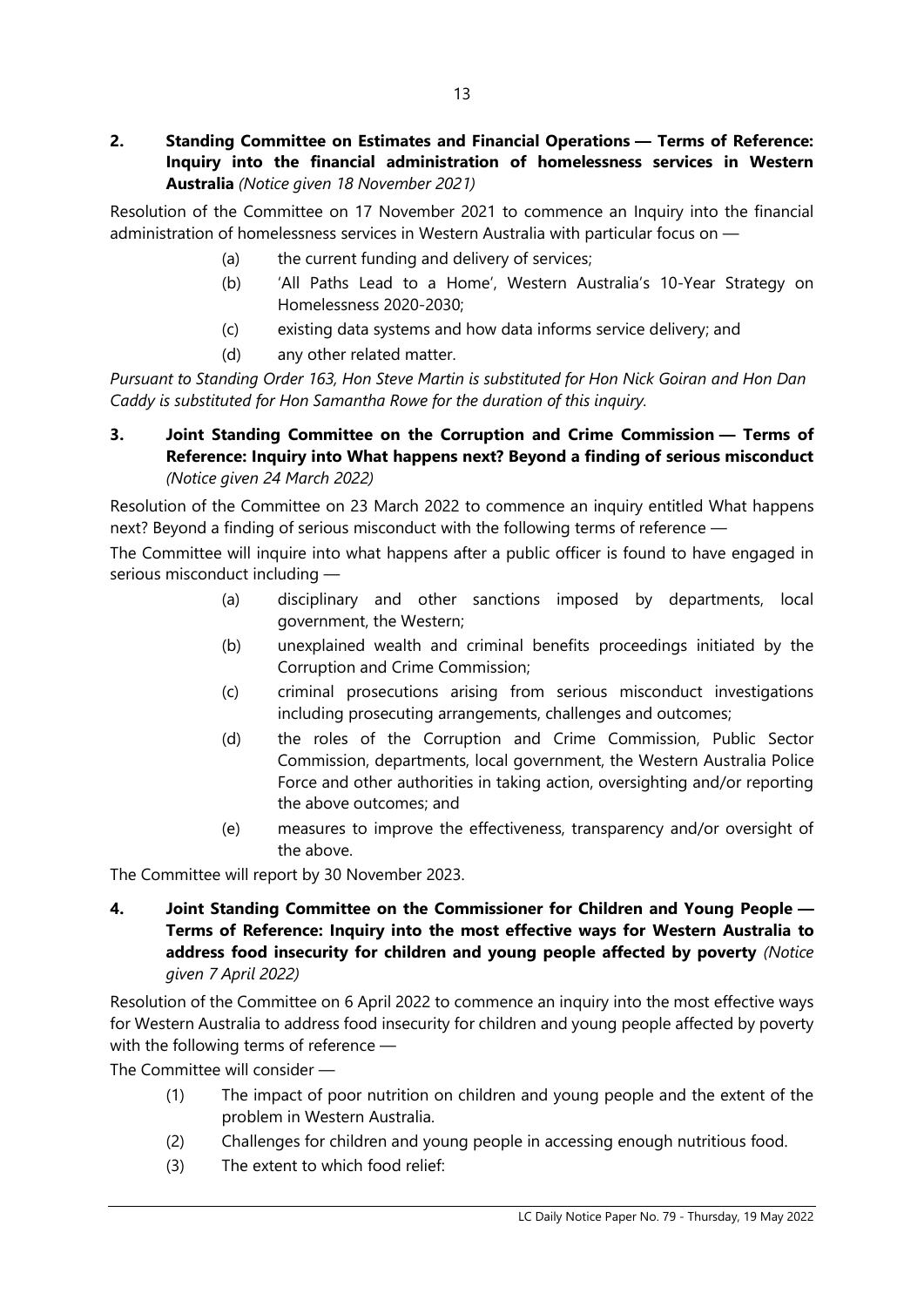**2. Standing Committee on Estimates and Financial Operations — Terms of Reference: Inquiry into the financial administration of homelessness services in Western Australia** *(Notice given 18 November 2021)*

Resolution of the Committee on 17 November 2021 to commence an Inquiry into the financial administration of homelessness services in Western Australia with particular focus on —

- (a) the current funding and delivery of services;
- (b) 'All Paths Lead to a Home', Western Australia's 10-Year Strategy on Homelessness 2020-2030;
- (c) existing data systems and how data informs service delivery; and
- (d) any other related matter.

*Pursuant to Standing Order 163, Hon Steve Martin is substituted for Hon Nick Goiran and Hon Dan Caddy is substituted for Hon Samantha Rowe for the duration of this inquiry.*

**3. Joint Standing Committee on the Corruption and Crime Commission — Terms of Reference: Inquiry into What happens next? Beyond a finding of serious misconduct** *(Notice given 24 March 2022)*

Resolution of the Committee on 23 March 2022 to commence an inquiry entitled What happens next? Beyond a finding of serious misconduct with the following terms of reference —

The Committee will inquire into what happens after a public officer is found to have engaged in serious misconduct including —

- (a) disciplinary and other sanctions imposed by departments, local government, the Western;
- (b) unexplained wealth and criminal benefits proceedings initiated by the Corruption and Crime Commission;
- (c) criminal prosecutions arising from serious misconduct investigations including prosecuting arrangements, challenges and outcomes;
- (d) the roles of the Corruption and Crime Commission, Public Sector Commission, departments, local government, the Western Australia Police Force and other authorities in taking action, oversighting and/or reporting the above outcomes; and
- (e) measures to improve the effectiveness, transparency and/or oversight of the above.

The Committee will report by 30 November 2023.

**4. Joint Standing Committee on the Commissioner for Children and Young People — Terms of Reference: Inquiry into the most effective ways for Western Australia to address food insecurity for children and young people affected by poverty** *(Notice given 7 April 2022)*

Resolution of the Committee on 6 April 2022 to commence an inquiry into the most effective ways for Western Australia to address food insecurity for children and young people affected by poverty with the following terms of reference —

The Committee will consider —

- (1) The impact of poor nutrition on children and young people and the extent of the problem in Western Australia.
- (2) Challenges for children and young people in accessing enough nutritious food.
- (3) The extent to which food relief: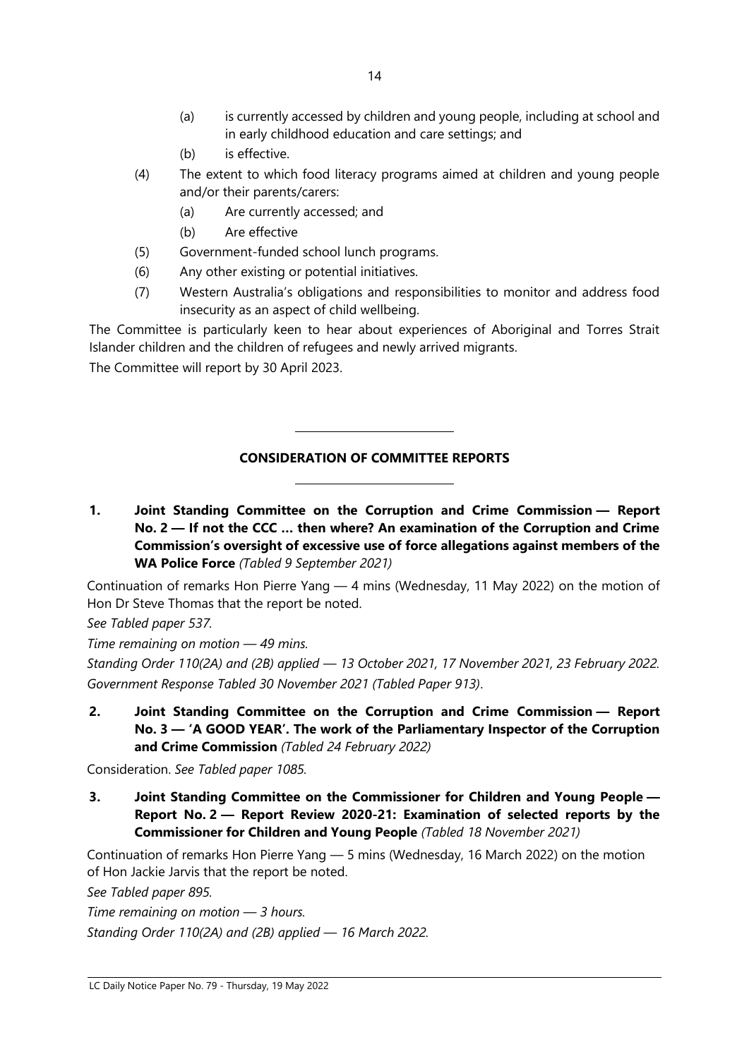(a) is currently accessed by children and young people, including at school and in early childhood education and care settings; and

(b) is effective.

(4) The extent to which food literacy programs aimed at children and young people and/or their parents/carers:

(a) Are currently accessed; and

(b) Are effective

(5) Government-funded school lunch programs.

(6) Any other existing or potential initiatives.

(7) Western Australia's obligations and responsibilities to monitor and address food insecurity as an aspect of child wellbeing.

The Committee is particularly keen to hear about experiences of Aboriginal and Torres Strait Islander children and the children of refugees and newly arrived migrants.

The Committee will report by 30 April 2023.

---

## CONSIDERATION OF COMMITTEE REPORTS

---

**1. Joint Standing Committee on the Corruption and Crime Commission — Report No. 2 — If not the CCC … then where? An examination of the Corruption and Crime Commission's oversight of excessive use of force allegations against members of the WA Police Force** *(Tabled 9 September 2021)*

Continuation of remarks Hon Pierre Yang — 4 mins (Wednesday, 11 May 2022) on the motion of Hon Dr Steve Thomas that the report be noted.

*See Tabled paper 537.*

*Time remaining on motion — 49 mins.*

*Standing Order 110(2A) and (2B) applied — 13 October 2021, 17 November 2021, 23 February 2022.*

*Government Response Tabled 30 November 2021 (Tabled Paper 913).*

**2. Joint Standing Committee on the Corruption and Crime Commission — Report No. 3 — 'A GOOD YEAR'. The work of the Parliamentary Inspector of the Corruption and Crime Commission** *(Tabled 24 February 2022)*

Consideration. *See Tabled paper 1085.*

**3. Joint Standing Committee on the Commissioner for Children and Young People — Report No. 2 — Report Review 2020-21: Examination of selected reports by the Commissioner for Children and Young People** *(Tabled 18 November 2021)*

Continuation of remarks Hon Pierre Yang — 5 mins (Wednesday, 16 March 2022) on the motion of Hon Jackie Jarvis that the report be noted.

*See Tabled paper 895.*

*Time remaining on motion — 3 hours.*

*Standing Order 110(2A) and (2B) applied — 16 March 2022.*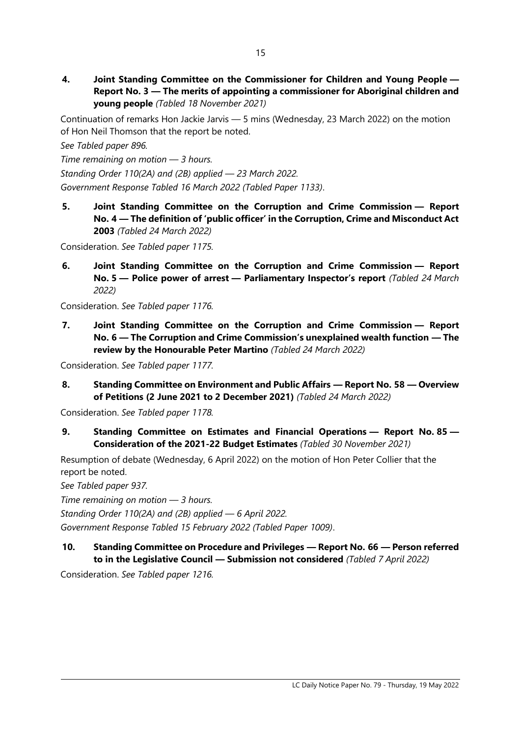**4. Joint Standing Committee on the Commissioner for Children and Young People — Report No. 3 — The merits of appointing a commissioner for Aboriginal children and young people** *(Tabled 18 November 2021)*

Continuation of remarks Hon Jackie Jarvis — 5 mins (Wednesday, 23 March 2022) on the motion of Hon Neil Thomson that the report be noted.

*See Tabled paper 896.*

*Time remaining on motion — 3 hours.*

*Standing Order 110(2A) and (2B) applied — 23 March 2022.*

*Government Response Tabled 16 March 2022 (Tabled Paper 1133)*.

**5. Joint Standing Committee on the Corruption and Crime Commission — Report No. 4 — The definition of 'public officer' in the Corruption, Crime and Misconduct Act 2003** *(Tabled 24 March 2022)*

Consideration. *See Tabled paper 1175.*

**6. Joint Standing Committee on the Corruption and Crime Commission — Report No. 5 — Police power of arrest — Parliamentary Inspector's report** *(Tabled 24 March 2022)*

Consideration. *See Tabled paper 1176.*

**7. Joint Standing Committee on the Corruption and Crime Commission — Report No. 6 — The Corruption and Crime Commission's unexplained wealth function — The review by the Honourable Peter Martino** *(Tabled 24 March 2022)*

Consideration. *See Tabled paper 1177.*

**8. Standing Committee on Environment and Public Affairs — Report No. 58 — Overview of Petitions (2 June 2021 to 2 December 2021)** *(Tabled 24 March 2022)*

Consideration. *See Tabled paper 1178.*

**9. Standing Committee on Estimates and Financial Operations — Report No. 85 — Consideration of the 2021-22 Budget Estimates** *(Tabled 30 November 2021)*

Resumption of debate (Wednesday, 6 April 2022) on the motion of Hon Peter Collier that the report be noted.

*See Tabled paper 937.*

*Time remaining on motion — 3 hours.*

*Standing Order 110(2A) and (2B) applied — 6 April 2022.*

*Government Response Tabled 15 February 2022 (Tabled Paper 1009)*.

**10. Standing Committee on Procedure and Privileges — Report No. 66 — Person referred to in the Legislative Council — Submission not considered** *(Tabled 7 April 2022)*

Consideration. *See Tabled paper 1216.*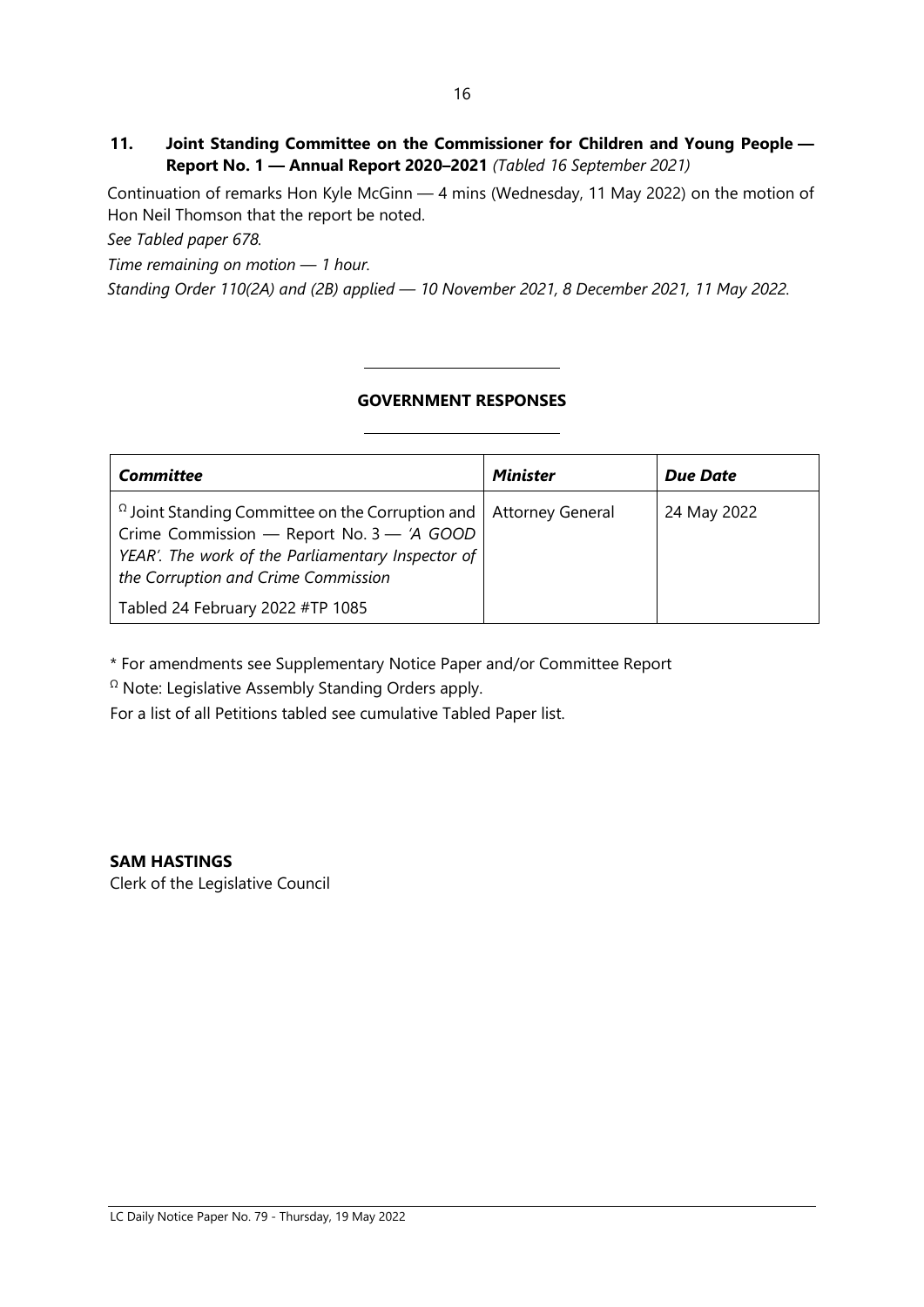**11. Joint Standing Committee on the Commissioner for Children and Young People — Report No. 1 — Annual Report 2020–2021** *(Tabled 16 September 2021)*

Continuation of remarks Hon Kyle McGinn — 4 mins (Wednesday, 11 May 2022) on the motion of Hon Neil Thomson that the report be noted.

*See Tabled paper 678.*

*Time remaining on motion — 1 hour.*

*Standing Order 110(2A) and (2B) applied — 10 November 2021, 8 December 2021, 11 May 2022.*

---

## GOVERNMENT RESPONSES

---

| ***Committee*** | ***Minister*** | ***Due Date*** |
|---|---|---|
| Ω Joint Standing Committee on the Corruption and Crime Commission — Report No. 3 — *'A GOOD YEAR'. The work of the Parliamentary Inspector of the Corruption and Crime Commission*<br><br>Tabled 24 February 2022 #TP 1085 | Attorney General | 24 May 2022 |

\* For amendments see Supplementary Notice Paper and/or Committee Report

Ω Note: Legislative Assembly Standing Orders apply.

For a list of all Petitions tabled see cumulative Tabled Paper list.

**SAM HASTINGS**
Clerk of the Legislative Council

LC Daily Notice Paper No. 79 - Thursday, 19 May 2022